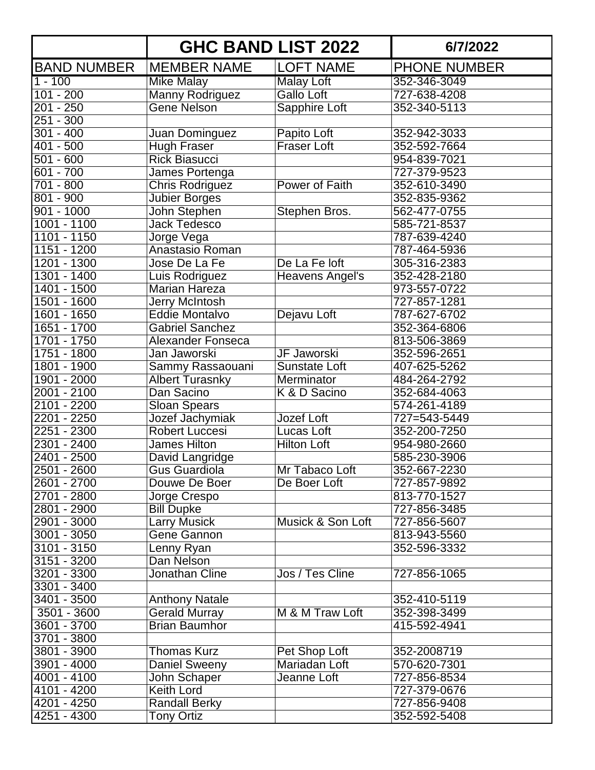| | GHC BAND LIST 2022 | | 6/7/2022 |
|---|---|---|---|
| BAND NUMBER | MEMBER NAME | LOFT NAME | PHONE NUMBER |
| 1 - 100 | Mike Malay | Malay Loft | 352-346-3049 |
| 101 - 200 | Manny Rodriguez | Gallo Loft | 727-638-4208 |
| 201 - 250 | Gene Nelson | Sapphire Loft | 352-340-5113 |
| 251 - 300 | | | |
| 301 - 400 | Juan Dominguez | Papito Loft | 352-942-3033 |
| 401 - 500 | Hugh Fraser | Fraser Loft | 352-592-7664 |
| 501 - 600 | Rick Biasucci | | 954-839-7021 |
| 601 - 700 | James Portenga | | 727-379-9523 |
| 701 - 800 | Chris Rodriguez | Power of Faith | 352-610-3490 |
| 801 - 900 | Jubier Borges | | 352-835-9362 |
| 901 - 1000 | John Stephen | Stephen Bros. | 562-477-0755 |
| 1001 - 1100 | Jack Tedesco | | 585-721-8537 |
| 1101 - 1150 | Jorge Vega | | 787-639-4240 |
| 1151 - 1200 | Anastasio Roman | | 787-464-5936 |
| 1201 - 1300 | Jose De La Fe | De La Fe loft | 305-316-2383 |
| 1301 - 1400 | Luis Rodriguez | Heavens Angel's | 352-428-2180 |
| 1401 - 1500 | Marian Hareza | | 973-557-0722 |
| 1501 - 1600 | Jerry McIntosh | | 727-857-1281 |
| 1601 - 1650 | Eddie Montalvo | Dejavu Loft | 787-627-6702 |
| 1651 - 1700 | Gabriel Sanchez | | 352-364-6806 |
| 1701 - 1750 | Alexander Fonseca | | 813-506-3869 |
| 1751 - 1800 | Jan Jaworski | JF Jaworski | 352-596-2651 |
| 1801 - 1900 | Sammy Rassaouani | Sunstate Loft | 407-625-5262 |
| 1901 - 2000 | Albert Turasnky | Merminator | 484-264-2792 |
| 2001 - 2100 | Dan Sacino | K & D Sacino | 352-684-4063 |
| 2101 - 2200 | Sloan Spears | | 574-261-4189 |
| 2201 - 2250 | Jozef Jachymiak | Jozef Loft | 727=543-5449 |
| 2251 - 2300 | Robert Luccesi | Lucas Loft | 352-200-7250 |
| 2301 - 2400 | James Hilton | Hilton Loft | 954-980-2660 |
| 2401 - 2500 | David Langridge | | 585-230-3906 |
| 2501 - 2600 | Gus Guardiola | Mr Tabaco Loft | 352-667-2230 |
| 2601 - 2700 | Douwe De Boer | De Boer Loft | 727-857-9892 |
| 2701 - 2800 | Jorge Crespo | | 813-770-1527 |
| 2801 - 2900 | Bill Dupke | | 727-856-3485 |
| 2901 - 3000 | Larry Musick | Musick & Son Loft | 727-856-5607 |
| 3001 - 3050 | Gene Gannon | | 813-943-5560 |
| 3101 - 3150 | Lenny Ryan | | 352-596-3332 |
| 3151 - 3200 | Dan Nelson | | |
| 3201 - 3300 | Jonathan Cline | Jos / Tes Cline | 727-856-1065 |
| 3301 - 3400 | | | |
| 3401 - 3500 | Anthony Natale | | 352-410-5119 |
| 3501 - 3600 | Gerald Murray | M & M Traw Loft | 352-398-3499 |
| 3601 - 3700 | Brian Baumhor | | 415-592-4941 |
| 3701 - 3800 | | | |
| 3801 - 3900 | Thomas Kurz | Pet Shop Loft | 352-2008719 |
| 3901 - 4000 | Daniel Sweeny | Mariadan Loft | 570-620-7301 |
| 4001 - 4100 | John Schaper | Jeanne Loft | 727-856-8534 |
| 4101 - 4200 | Keith Lord | | 727-379-0676 |
| 4201 - 4250 | Randall Berky | | 727-856-9408 |
| 4251 - 4300 | Tony Ortiz | | 352-592-5408 |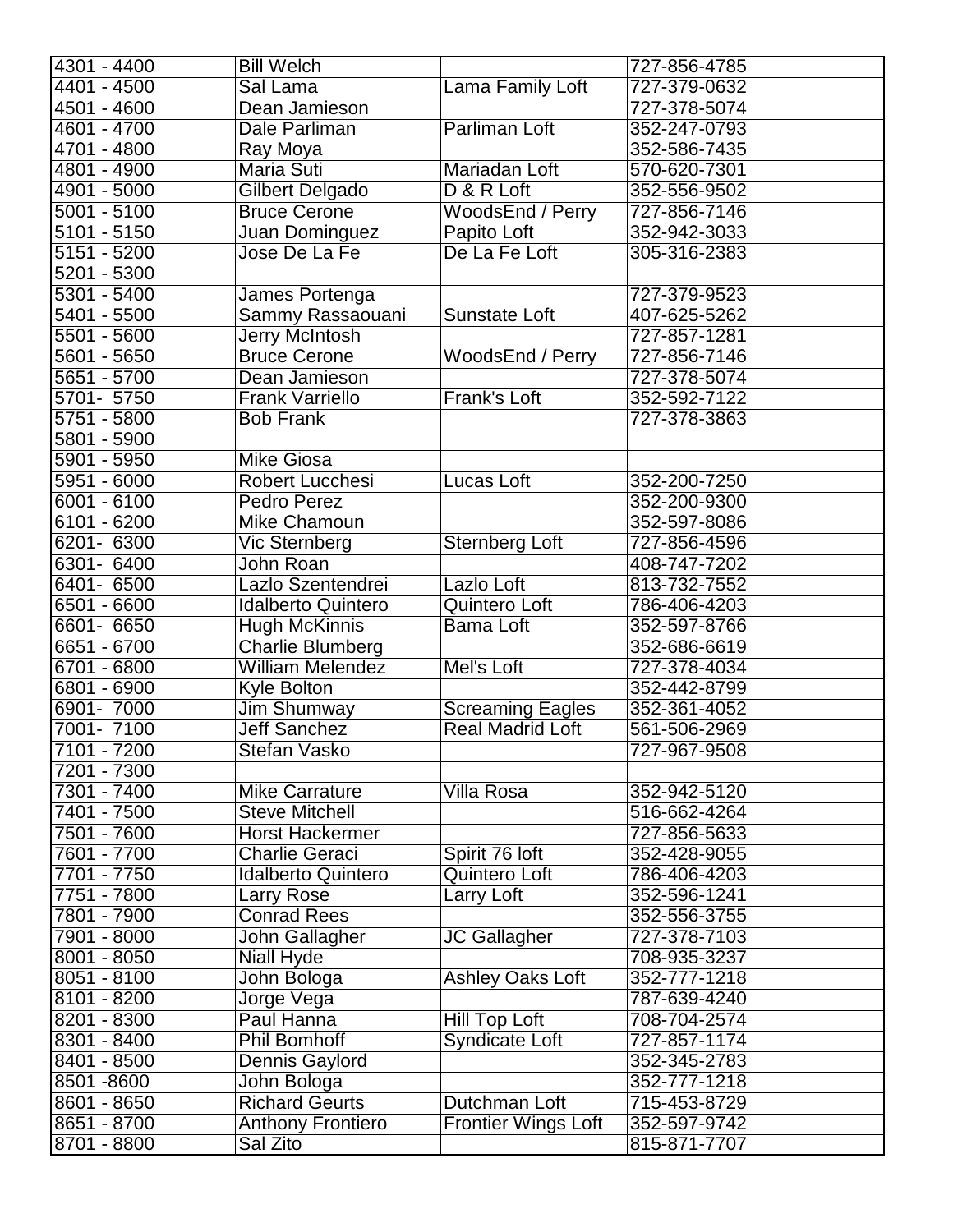| 4301 - 4400 | Bill Welch | | 727-856-4785 |
|---|---|---|---|
| 4401 - 4500 | Sal Lama | Lama Family Loft | 727-379-0632 |
| 4501 - 4600 | Dean Jamieson | | 727-378-5074 |
| 4601 - 4700 | Dale Parliman | Parliman Loft | 352-247-0793 |
| 4701 - 4800 | Ray Moya | | 352-586-7435 |
| 4801 - 4900 | Maria Suti | Mariadan Loft | 570-620-7301 |
| 4901 - 5000 | Gilbert Delgado | D & R Loft | 352-556-9502 |
| 5001 - 5100 | Bruce Cerone | WoodsEnd / Perry | 727-856-7146 |
| 5101 - 5150 | Juan Dominguez | Papito Loft | 352-942-3033 |
| 5151 - 5200 | Jose De La Fe | De La Fe Loft | 305-316-2383 |
| 5201 - 5300 | | | |
| 5301 - 5400 | James Portenga | | 727-379-9523 |
| 5401 - 5500 | Sammy Rassaouani | Sunstate Loft | 407-625-5262 |
| 5501 - 5600 | Jerry McIntosh | | 727-857-1281 |
| 5601 - 5650 | Bruce Cerone | WoodsEnd / Perry | 727-856-7146 |
| 5651 - 5700 | Dean Jamieson | | 727-378-5074 |
| 5701- 5750 | Frank Varriello | Frank's Loft | 352-592-7122 |
| 5751 - 5800 | Bob Frank | | 727-378-3863 |
| 5801 - 5900 | | | |
| 5901 - 5950 | Mike Giosa | | |
| 5951 - 6000 | Robert Lucchesi | Lucas Loft | 352-200-7250 |
| 6001 - 6100 | Pedro Perez | | 352-200-9300 |
| 6101 - 6200 | Mike Chamoun | | 352-597-8086 |
| 6201- 6300 | Vic Sternberg | Sternberg Loft | 727-856-4596 |
| 6301- 6400 | John Roan | | 408-747-7202 |
| 6401- 6500 | Lazlo Szentendrei | Lazlo Loft | 813-732-7552 |
| 6501 - 6600 | Idalberto Quintero | Quintero Loft | 786-406-4203 |
| 6601- 6650 | Hugh McKinnis | Bama Loft | 352-597-8766 |
| 6651 - 6700 | Charlie Blumberg | | 352-686-6619 |
| 6701 - 6800 | William Melendez | Mel's Loft | 727-378-4034 |
| 6801 - 6900 | Kyle Bolton | | 352-442-8799 |
| 6901- 7000 | Jim Shumway | Screaming Eagles | 352-361-4052 |
| 7001- 7100 | Jeff Sanchez | Real Madrid Loft | 561-506-2969 |
| 7101 - 7200 | Stefan Vasko | | 727-967-9508 |
| 7201 - 7300 | | | |
| 7301 - 7400 | Mike Carrature | Villa Rosa | 352-942-5120 |
| 7401 - 7500 | Steve Mitchell | | 516-662-4264 |
| 7501 - 7600 | Horst Hackermer | | 727-856-5633 |
| 7601 - 7700 | Charlie Geraci | Spirit 76 loft | 352-428-9055 |
| 7701 - 7750 | Idalberto Quintero | Quintero Loft | 786-406-4203 |
| 7751 - 7800 | Larry Rose | Larry Loft | 352-596-1241 |
| 7801 - 7900 | Conrad Rees | | 352-556-3755 |
| 7901 - 8000 | John Gallagher | JC Gallagher | 727-378-7103 |
| 8001 - 8050 | Niall Hyde | | 708-935-3237 |
| 8051 - 8100 | John Bologa | Ashley Oaks Loft | 352-777-1218 |
| 8101 - 8200 | Jorge Vega | | 787-639-4240 |
| 8201 - 8300 | Paul Hanna | Hill Top Loft | 708-704-2574 |
| 8301 - 8400 | Phil Bomhoff | Syndicate Loft | 727-857-1174 |
| 8401 - 8500 | Dennis Gaylord | | 352-345-2783 |
| 8501 -8600 | John Bologa | | 352-777-1218 |
| 8601 - 8650 | Richard Geurts | Dutchman Loft | 715-453-8729 |
| 8651 - 8700 | Anthony Frontiero | Frontier Wings Loft | 352-597-9742 |
| 8701 - 8800 | Sal Zito | | 815-871-7707 |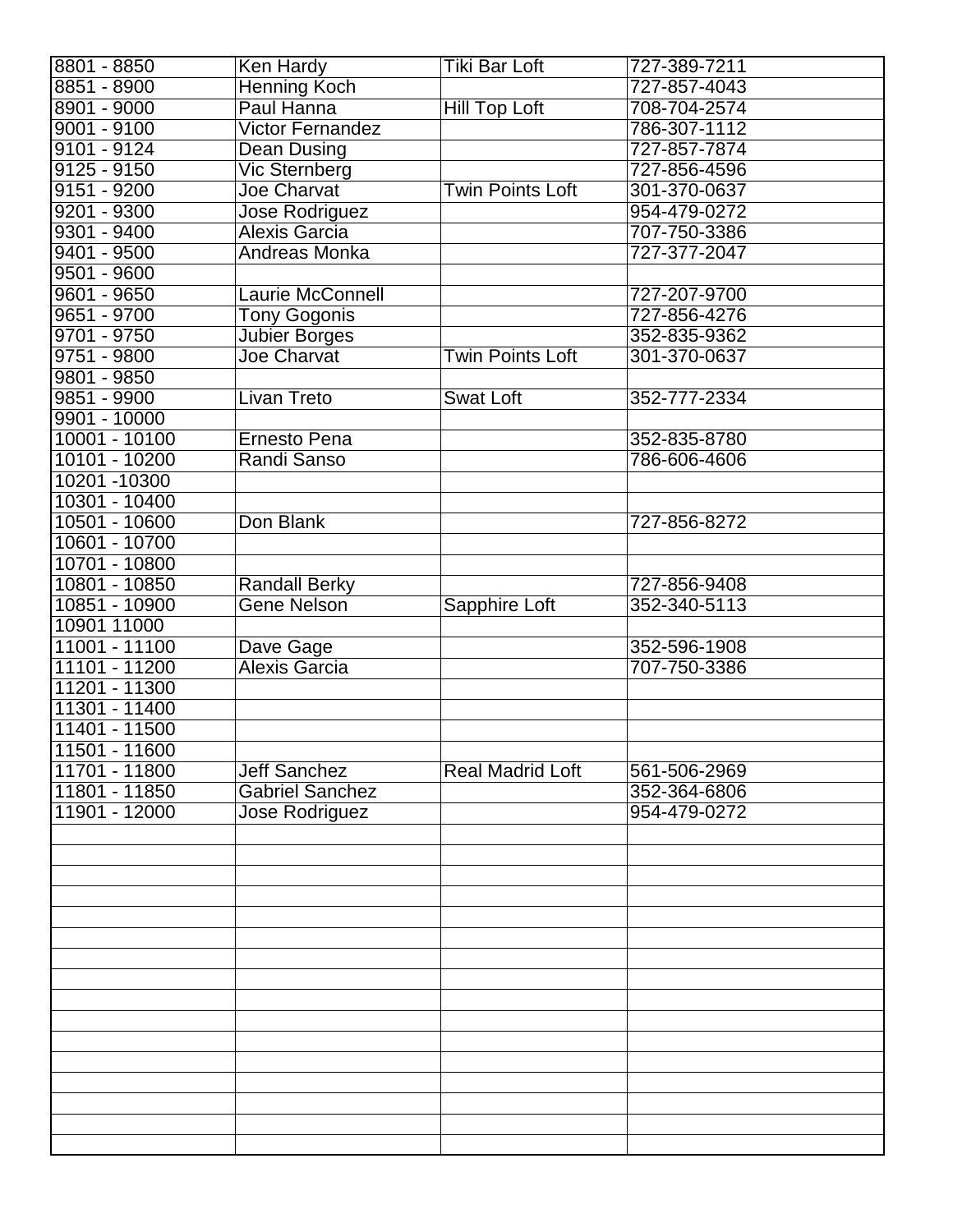| | | | |
|---|---|---|---|
| 8801 - 8850 | Ken Hardy | Tiki Bar Loft | 727-389-7211 |
| 8851 - 8900 | Henning Koch | | 727-857-4043 |
| 8901 - 9000 | Paul Hanna | Hill Top Loft | 708-704-2574 |
| 9001 - 9100 | Victor Fernandez | | 786-307-1112 |
| 9101 - 9124 | Dean Dusing | | 727-857-7874 |
| 9125 - 9150 | Vic Sternberg | | 727-856-4596 |
| 9151 - 9200 | Joe Charvat | Twin Points Loft | 301-370-0637 |
| 9201 - 9300 | Jose Rodriguez | | 954-479-0272 |
| 9301 - 9400 | Alexis Garcia | | 707-750-3386 |
| 9401 - 9500 | Andreas Monka | | 727-377-2047 |
| 9501 - 9600 | | | |
| 9601 - 9650 | Laurie McConnell | | 727-207-9700 |
| 9651 - 9700 | Tony Gogonis | | 727-856-4276 |
| 9701 - 9750 | Jubier Borges | | 352-835-9362 |
| 9751 - 9800 | Joe Charvat | Twin Points Loft | 301-370-0637 |
| 9801 - 9850 | | | |
| 9851 - 9900 | Livan Treto | Swat Loft | 352-777-2334 |
| 9901 - 10000 | | | |
| 10001 - 10100 | Ernesto Pena | | 352-835-8780 |
| 10101 - 10200 | Randi Sanso | | 786-606-4606 |
| 10201 -10300 | | | |
| 10301 - 10400 | | | |
| 10501 - 10600 | Don Blank | | 727-856-8272 |
| 10601 - 10700 | | | |
| 10701 - 10800 | | | |
| 10801 - 10850 | Randall Berky | | 727-856-9408 |
| 10851 - 10900 | Gene Nelson | Sapphire Loft | 352-340-5113 |
| 10901 11000 | | | |
| 11001 - 11100 | Dave Gage | | 352-596-1908 |
| 11101 - 11200 | Alexis Garcia | | 707-750-3386 |
| 11201 - 11300 | | | |
| 11301 - 11400 | | | |
| 11401 - 11500 | | | |
| 11501 - 11600 | | | |
| 11701 - 11800 | Jeff Sanchez | Real Madrid Loft | 561-506-2969 |
| 11801 - 11850 | Gabriel Sanchez | | 352-364-6806 |
| 11901 - 12000 | Jose Rodriguez | | 954-479-0272 |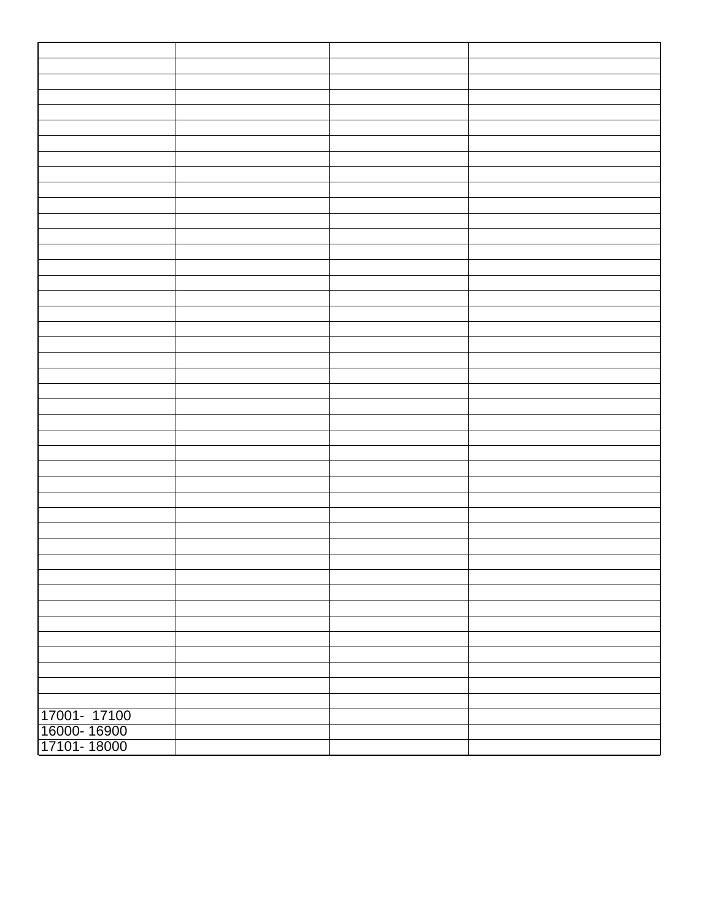| | | | |
|---|---|---|---|
| | | | |
| | | | |
| | | | |
| | | | |
| | | | |
| | | | |
| | | | |
| | | | |
| | | | |
| | | | |
| | | | |
| | | | |
| | | | |
| | | | |
| | | | |
| | | | |
| | | | |
| | | | |
| | | | |
| | | | |
| | | | |
| | | | |
| | | | |
| | | | |
| | | | |
| | | | |
| | | | |
| | | | |
| | | | |
| | | | |
| | | | |
| | | | |
| | | | |
| | | | |
| | | | |
| | | | |
| | | | |
| | | | |
| | | | |
| | | | |
| | | | |
| | | | |
| 17001- 17100 | | | |
| 16000- 16900 | | | |
| 17101- 18000 | | | |